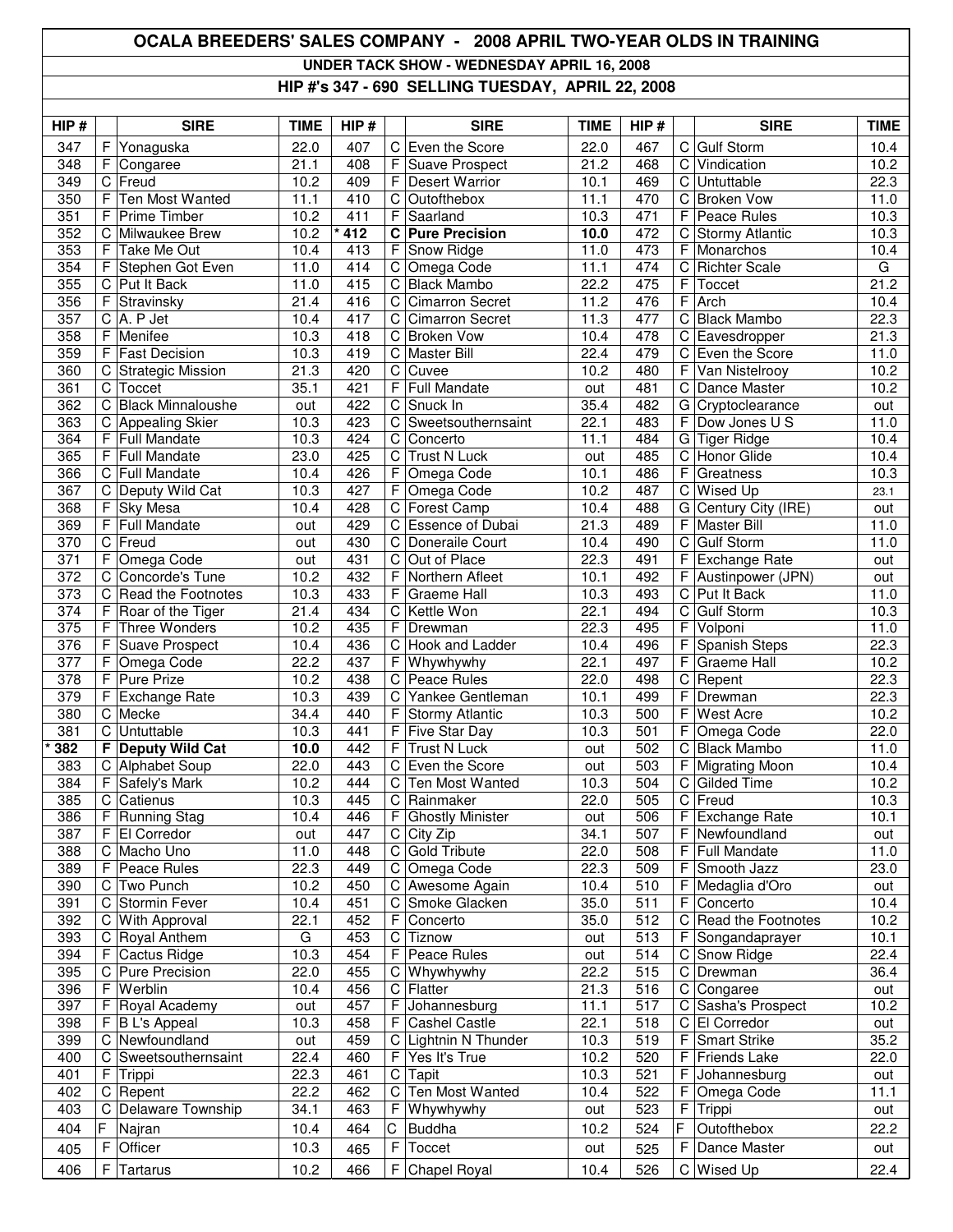# OCALA BREEDERS' SALES COMPANY - 2008 APRIL TWO-YEAR OLDS IN TRAINING

## UNDER TACK SHOW - WEDNESDAY APRIL 16, 2008

## HIP #'s 347 - 690 SELLING TUESDAY, APRIL 22, 2008

| HIP # | | SIRE | TIME | HIP # | | SIRE | TIME | HIP # | | SIRE | TIME |
|---|---|---|---|---|---|---|---|---|---|---|---|
| 347 | F | Yonaguska | 22.0 | 407 | C | Even the Score | 22.0 | 467 | C | Gulf Storm | 10.4 |
| 348 | F | Congaree | 21.1 | 408 | F | Suave Prospect | 21.2 | 468 | C | Vindication | 10.2 |
| 349 | C | Freud | 10.2 | 409 | F | Desert Warrior | 10.1 | 469 | C | Untuttable | 22.3 |
| 350 | F | Ten Most Wanted | 11.1 | 410 | C | Outofthebox | 11.1 | 470 | C | Broken Vow | 11.0 |
| 351 | F | Prime Timber | 10.2 | 411 | F | Saarland | 10.3 | 471 | F | Peace Rules | 10.3 |
| 352 | C | Milwaukee Brew | 10.2 | **\* 412** | **C** | **Pure Precision** | **10.0** | 472 | C | Stormy Atlantic | 10.3 |
| 353 | F | Take Me Out | 10.4 | 413 | F | Snow Ridge | 11.0 | 473 | F | Monarchos | 10.4 |
| 354 | F | Stephen Got Even | 11.0 | 414 | C | Omega Code | 11.1 | 474 | C | Richter Scale | G |
| 355 | C | Put It Back | 11.0 | 415 | C | Black Mambo | 22.2 | 475 | F | Toccet | 21.2 |
| 356 | F | Stravinsky | 21.4 | 416 | C | Cimarron Secret | 11.2 | 476 | F | Arch | 10.4 |
| 357 | C | A. P Jet | 10.4 | 417 | C | Cimarron Secret | 11.3 | 477 | C | Black Mambo | 22.3 |
| 358 | F | Menifee | 10.3 | 418 | C | Broken Vow | 10.4 | 478 | C | Eavesdropper | 21.3 |
| 359 | F | Fast Decision | 10.3 | 419 | C | Master Bill | 22.4 | 479 | C | Even the Score | 11.0 |
| 360 | C | Strategic Mission | 21.3 | 420 | C | Cuvee | 10.2 | 480 | F | Van Nistelrooy | 10.2 |
| 361 | C | Toccet | 35.1 | 421 | F | Full Mandate | out | 481 | C | Dance Master | 10.2 |
| 362 | C | Black Minnaloushe | out | 422 | C | Snuck In | 35.4 | 482 | G | Cryptoclearance | out |
| 363 | C | Appealing Skier | 10.3 | 423 | C | Sweetsouthernsaint | 22.1 | 483 | F | Dow Jones U S | 11.0 |
| 364 | F | Full Mandate | 10.3 | 424 | C | Concerto | 11.1 | 484 | G | Tiger Ridge | 10.4 |
| 365 | F | Full Mandate | 23.0 | 425 | C | Trust N Luck | out | 485 | C | Honor Glide | 10.4 |
| 366 | C | Full Mandate | 10.4 | 426 | F | Omega Code | 10.1 | 486 | F | Greatness | 10.3 |
| 367 | C | Deputy Wild Cat | 10.3 | 427 | F | Omega Code | 10.2 | 487 | C | Wised Up | 23.1 |
| 368 | F | Sky Mesa | 10.4 | 428 | C | Forest Camp | 10.4 | 488 | G | Century City (IRE) | out |
| 369 | F | Full Mandate | out | 429 | C | Essence of Dubai | 21.3 | 489 | F | Master Bill | 11.0 |
| 370 | C | Freud | out | 430 | C | Doneraile Court | 10.4 | 490 | C | Gulf Storm | 11.0 |
| 371 | F | Omega Code | out | 431 | C | Out of Place | 22.3 | 491 | F | Exchange Rate | out |
| 372 | C | Concorde's Tune | 10.2 | 432 | F | Northern Afleet | 10.1 | 492 | F | Austinpower (JPN) | out |
| 373 | C | Read the Footnotes | 10.3 | 433 | F | Graeme Hall | 10.3 | 493 | C | Put It Back | 11.0 |
| 374 | F | Roar of the Tiger | 21.4 | 434 | C | Kettle Won | 22.1 | 494 | C | Gulf Storm | 10.3 |
| 375 | F | Three Wonders | 10.2 | 435 | F | Drewman | 22.3 | 495 | F | Volponi | 11.0 |
| 376 | F | Suave Prospect | 10.4 | 436 | C | Hook and Ladder | 10.4 | 496 | F | Spanish Steps | 22.3 |
| 377 | F | Omega Code | 22.2 | 437 | F | Whywhywhy | 22.1 | 497 | F | Graeme Hall | 10.2 |
| 378 | F | Pure Prize | 10.2 | 438 | C | Peace Rules | 22.0 | 498 | C | Repent | 22.3 |
| 379 | F | Exchange Rate | 10.3 | 439 | C | Yankee Gentleman | 10.1 | 499 | F | Drewman | 22.3 |
| 380 | C | Mecke | 34.4 | 440 | F | Stormy Atlantic | 10.3 | 500 | F | West Acre | 10.2 |
| 381 | C | Untuttable | 10.3 | 441 | F | Five Star Day | 10.3 | 501 | F | Omega Code | 22.0 |
| **\* 382** | **F** | **Deputy Wild Cat** | **10.0** | 442 | F | Trust N Luck | out | 502 | C | Black Mambo | 11.0 |
| 383 | C | Alphabet Soup | 22.0 | 443 | C | Even the Score | out | 503 | F | Migrating Moon | 10.4 |
| 384 | F | Safely's Mark | 10.2 | 444 | C | Ten Most Wanted | 10.3 | 504 | C | Gilded Time | 10.2 |
| 385 | C | Catienus | 10.3 | 445 | C | Rainmaker | 22.0 | 505 | C | Freud | 10.3 |
| 386 | F | Running Stag | 10.4 | 446 | F | Ghostly Minister | out | 506 | F | Exchange Rate | 10.1 |
| 387 | F | El Corredor | out | 447 | C | City Zip | 34.1 | 507 | F | Newfoundland | out |
| 388 | C | Macho Uno | 11.0 | 448 | C | Gold Tribute | 22.0 | 508 | F | Full Mandate | 11.0 |
| 389 | F | Peace Rules | 22.3 | 449 | C | Omega Code | 22.3 | 509 | F | Smooth Jazz | 23.0 |
| 390 | C | Two Punch | 10.2 | 450 | C | Awesome Again | 10.4 | 510 | F | Medaglia d'Oro | out |
| 391 | C | Stormin Fever | 10.4 | 451 | C | Smoke Glacken | 35.0 | 511 | F | Concerto | 10.4 |
| 392 | C | With Approval | 22.1 | 452 | F | Concerto | 35.0 | 512 | C | Read the Footnotes | 10.2 |
| 393 | C | Royal Anthem | G | 453 | C | Tiznow | out | 513 | F | Songandaprayer | 10.1 |
| 394 | F | Cactus Ridge | 10.3 | 454 | F | Peace Rules | out | 514 | C | Snow Ridge | 22.4 |
| 395 | C | Pure Precision | 22.0 | 455 | C | Whywhywhy | 22.2 | 515 | C | Drewman | 36.4 |
| 396 | F | Werblin | 10.4 | 456 | C | Flatter | 21.3 | 516 | C | Congaree | out |
| 397 | F | Royal Academy | out | 457 | F | Johannesburg | 11.1 | 517 | C | Sasha's Prospect | 10.2 |
| 398 | F | B L's Appeal | 10.3 | 458 | F | Cashel Castle | 22.1 | 518 | C | El Corredor | out |
| 399 | C | Newfoundland | out | 459 | C | Lightnin N Thunder | 10.3 | 519 | F | Smart Strike | 35.2 |
| 400 | C | Sweetsouthernsaint | 22.4 | 460 | F | Yes It's True | 10.2 | 520 | F | Friends Lake | 22.0 |
| 401 | F | Trippi | 22.3 | 461 | C | Tapit | 10.3 | 521 | F | Johannesburg | out |
| 402 | C | Repent | 22.2 | 462 | C | Ten Most Wanted | 10.4 | 522 | F | Omega Code | 11.1 |
| 403 | C | Delaware Township | 34.1 | 463 | F | Whywhywhy | out | 523 | F | Trippi | out |
| 404 | F | Najran | 10.4 | 464 | C | Buddha | 10.2 | 524 | F | Outofthebox | 22.2 |
| 405 | F | Officer | 10.3 | 465 | F | Toccet | out | 525 | F | Dance Master | out |
| 406 | F | Tartarus | 10.2 | 466 | F | Chapel Royal | 10.4 | 526 | C | Wised Up | 22.4 |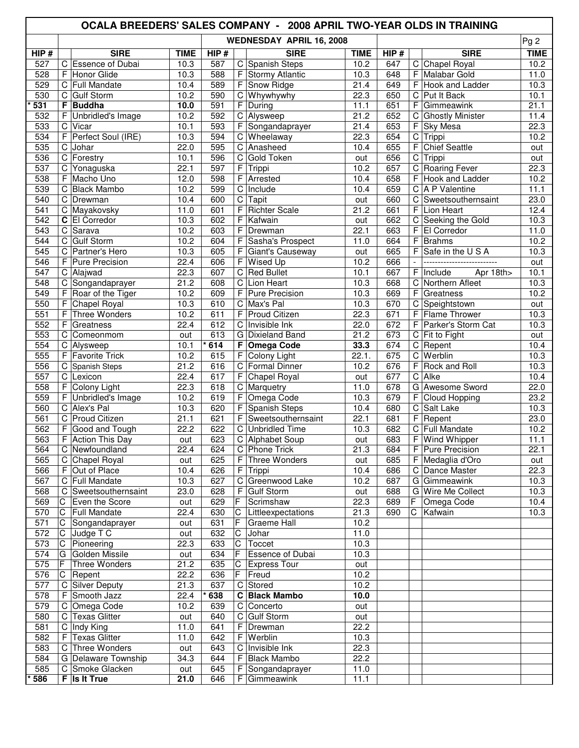# OCALA BREEDERS' SALES COMPANY - 2008 APRIL TWO-YEAR OLDS IN TRAINING

## WEDNESDAY APRIL 16, 2008

| HIP # | | SIRE | TIME | HIP # | | SIRE | TIME | HIP # | | SIRE | TIME |
|---|---|---|---|---|---|---|---|---|---|---|---|
| 527 | C | Essence of Dubai | 10.3 | 587 | C | Spanish Steps | 10.2 | 647 | C | Chapel Royal | 10.2 |
| 528 | F | Honor Glide | 10.3 | 588 | F | Stormy Atlantic | 10.3 | 648 | F | Malabar Gold | 11.0 |
| 529 | C | Full Mandate | 10.4 | 589 | F | Snow Ridge | 21.4 | 649 | F | Hook and Ladder | 10.3 |
| 530 | C | Gulf Storm | 10.2 | 590 | C | Whywhywhy | 22.3 | 650 | C | Put It Back | 10.1 |
| **\* 531** | **F** | **Buddha** | **10.0** | 591 | F | During | 11.1 | 651 | F | Gimmeawink | 21.1 |
| 532 | F | Unbridled's Image | 10.2 | 592 | C | Alysweep | 21.2 | 652 | C | Ghostly Minister | 11.4 |
| 533 | C | Vicar | 10.1 | 593 | F | Songandaprayer | 21.4 | 653 | F | Sky Mesa | 22.3 |
| 534 | F | Perfect Soul (IRE) | 10.3 | 594 | C | Wheelaway | 22.3 | 654 | C | Trippi | 10.2 |
| 535 | C | Johar | 22.0 | 595 | C | Anasheed | 10.4 | 655 | F | Chief Seattle | out |
| 536 | C | Forestry | 10.1 | 596 | C | Gold Token | out | 656 | C | Trippi | out |
| 537 | C | Yonaguska | 22.1 | 597 | F | Trippi | 10.2 | 657 | C | Roaring Fever | 22.3 |
| 538 | F | Macho Uno | 12.0 | 598 | F | Arrested | 10.4 | 658 | F | Hook and Ladder | 10.2 |
| 539 | C | Black Mambo | 10.2 | 599 | C | Include | 10.4 | 659 | C | A P Valentine | 11.1 |
| 540 | C | Drewman | 10.4 | 600 | C | Tapit | out | 660 | C | Sweetsouthernsaint | 23.0 |
| 541 | C | Mayakovsky | 11.0 | 601 | F | Richter Scale | 21.2 | 661 | F | Lion Heart | 12.4 |
| 542 | **C** | El Corredor | 10.3 | 602 | F | Kafwain | out | 662 | C | Seeking the Gold | 10.3 |
| 543 | C | Sarava | 10.2 | 603 | F | Drewman | 22.1 | 663 | F | El Corredor | 11.0 |
| 544 | C | Gulf Storm | 10.2 | 604 | F | Sasha's Prospect | 11.0 | 664 | F | Brahms | 10.2 |
| 545 | C | Partner's Hero | 10.3 | 605 | F | Giant's Causeway | out | 665 | F | Safe in the U S A | 10.3 |
| 546 | F | Pure Precision | 22.4 | 606 | F | Wised Up | 10.2 | 666 | - | -------------------------- | out |
| 547 | C | Alajwad | 22.3 | 607 | C | Red Bullet | 10.1 | 667 | F | Include Apr 18th> | 10.1 |
| 548 | C | Songandaprayer | 21.2 | 608 | C | Lion Heart | 10.3 | 668 | C | Northern Afleet | 10.3 |
| 549 | F | Roar of the Tiger | 10.2 | 609 | F | Pure Precision | 10.3 | 669 | F | Greatness | 10.2 |
| 550 | F | Chapel Royal | 10.3 | 610 | C | Max's Pal | 10.3 | 670 | C | Speightstown | out |
| 551 | F | Three Wonders | 10.2 | 611 | F | Proud Citizen | 22.3 | 671 | F | Flame Thrower | 10.3 |
| 552 | F | Greatness | 22.4 | 612 | C | Invisible Ink | 22.0 | 672 | F | Parker's Storm Cat | 10.3 |
| 553 | C | Comeonmom | out | 613 | G | Dixieland Band | 21.2 | 673 | C | Fit to Fight | out |
| 554 | C | Alysweep | 10.1 | **\* 614** | **F** | **Omega Code** | **33.3** | 674 | C | Repent | 10.4 |
| 555 | F | Favorite Trick | 10.2 | 615 | F | Colony Light | 22.1. | 675 | C | Werblin | 10.3 |
| 556 | C | Spanish Steps | 21.2 | 616 | C | Formal Dinner | 10.2 | 676 | F | Rock and Roll | 10.3 |
| 557 | C | Lexicon | 22.4 | 617 | F | Chapel Royal | out | 677 | C | Alke | 10.4 |
| 558 | F | Colony Light | 22.3 | 618 | C | Marquetry | 11.0 | 678 | G | Awesome Sword | 22.0 |
| 559 | F | Unbridled's Image | 10.2 | 619 | F | Omega Code | 10.3 | 679 | F | Cloud Hopping | 23.2 |
| 560 | C | Alex's Pal | 10.3 | 620 | F | Spanish Steps | 10.4 | 680 | C | Salt Lake | 10.3 |
| 561 | C | Proud Citizen | 21.1 | 621 | F | Sweetsouthernsaint | 22.1 | 681 | F | Repent | 23.0 |
| 562 | F | Good and Tough | 22.2 | 622 | C | Unbridled Time | 10.3 | 682 | C | Full Mandate | 10.2 |
| 563 | F | Action This Day | out | 623 | C | Alphabet Soup | out | 683 | F | Wind Whipper | 11.1 |
| 564 | C | Newfoundland | 22.4 | 624 | C | Phone Trick | 21.3 | 684 | F | Pure Precision | 22.1 |
| 565 | C | Chapel Royal | out | 625 | F | Three Wonders | out | 685 | F | Medaglia d'Oro | out |
| 566 | F | Out of Place | 10.4 | 626 | F | Trippi | 10.4 | 686 | C | Dance Master | 22.3 |
| 567 | C | Full Mandate | 10.3 | 627 | C | Greenwood Lake | 10.2 | 687 | G | Gimmeawink | 10.3 |
| 568 | C | Sweetsouthernsaint | 23.0 | 628 | F | Gulf Storm | out | 688 | G | Wire Me Collect | 10.3 |
| 569 | C | Even the Score | out | 629 | F | Scrimshaw | 22.3 | 689 | F | Omega Code | 10.4 |
| 570 | C | Full Mandate | 22.4 | 630 | C | Littleexpectations | 21.3 | 690 | C | Kafwain | 10.3 |
| 571 | C | Songandaprayer | out | 631 | F | Graeme Hall | 10.2 | | | | |
| 572 | C | Judge T C | out | 632 | C | Johar | 11.0 | | | | |
| 573 | C | Pioneering | 22.3 | 633 | C | Toccet | 10.3 | | | | |
| 574 | G | Golden Missile | out | 634 | F | Essence of Dubai | 10.3 | | | | |
| 575 | F | Three Wonders | 21.2 | 635 | C | Express Tour | out | | | | |
| 576 | C | Repent | 22.2 | 636 | F | Freud | 10.2 | | | | |
| 577 | C | Silver Deputy | 21.3 | 637 | C | Stored | 10.2 | | | | |
| 578 | F | Smooth Jazz | 22.4 | **\* 638** | **C** | **Black Mambo** | **10.0** | | | | |
| 579 | C | Omega Code | 10.2 | 639 | C | Concerto | out | | | | |
| 580 | C | Texas Glitter | out | 640 | C | Gulf Storm | out | | | | |
| 581 | C | Indy King | 11.0 | 641 | F | Drewman | 22.2 | | | | |
| 582 | F | Texas Glitter | 11.0 | 642 | F | Werblin | 10.3 | | | | |
| 583 | C | Three Wonders | out | 643 | C | Invisible Ink | 22.3 | | | | |
| 584 | G | Delaware Township | 34.3 | 644 | F | Black Mambo | 22.2 | | | | |
| 585 | C | Smoke Glacken | out | 645 | F | Songandaprayer | 11.0 | | | | |
| **\* 586** | **F** | **Is It True** | **21.0** | 646 | F | Gimmeawink | 11.1 | | | | |